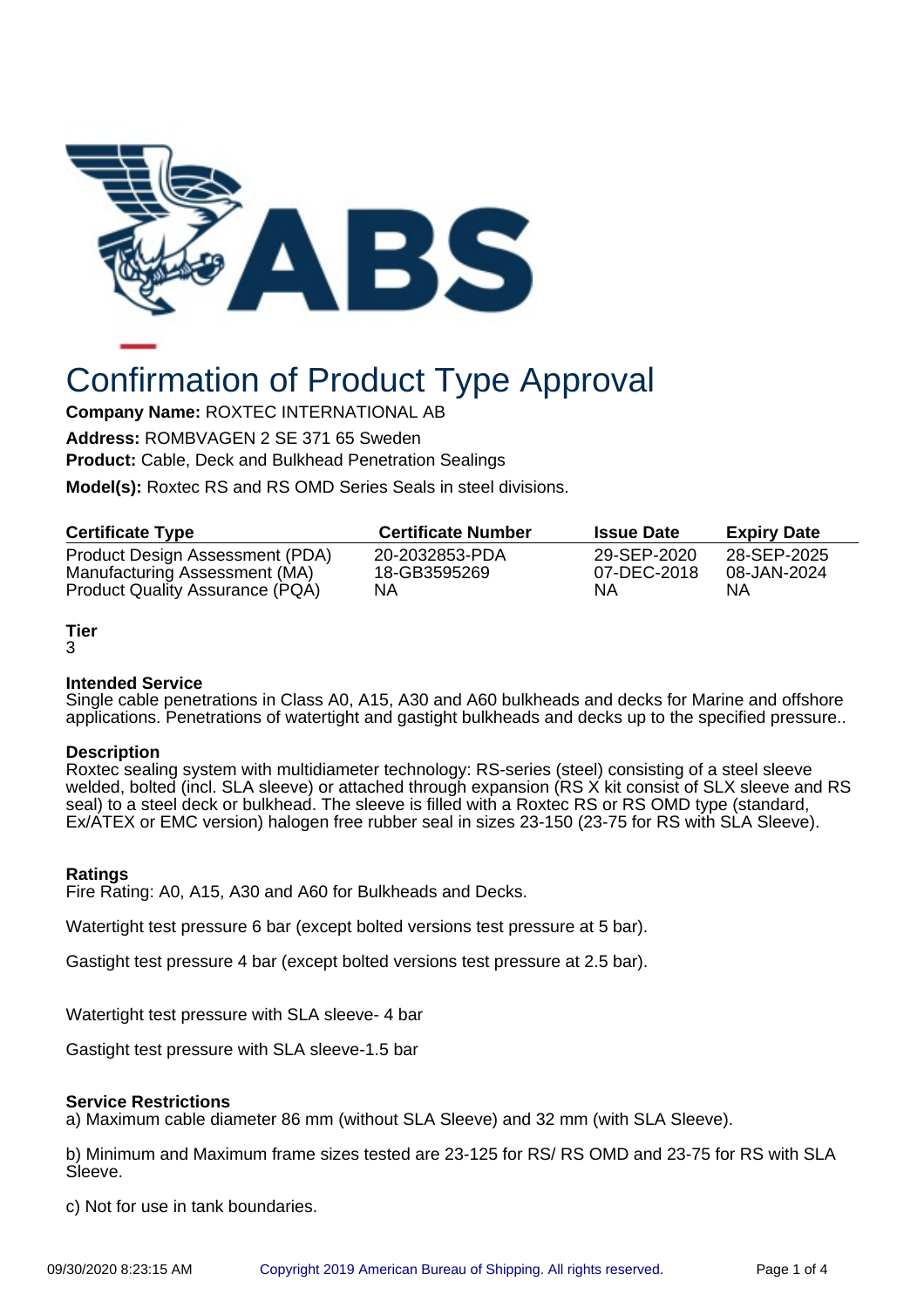# Confirmation of Product Type Approval

**Company Name:** ROXTEC INTERNATIONAL AB

**Address:** ROMBVAGEN 2 SE 371 65 Sweden

**Product:** Cable, Deck and Bulkhead Penetration Sealings

**Model(s):** Roxtec RS and RS OMD Series Seals in steel divisions.

| Certificate Type | Certificate Number | Issue Date | Expiry Date |
|---|---|---|---|
| Product Design Assessment (PDA) | 20-2032853-PDA | 29-SEP-2020 | 28-SEP-2025 |
| Manufacturing Assessment (MA) | 18-GB3595269 | 07-DEC-2018 | 08-JAN-2024 |
| Product Quality Assurance (PQA) | NA | NA | NA |

**Tier**

3

**Intended Service**

Single cable penetrations in Class A0, A15, A30 and A60 bulkheads and decks for Marine and offshore applications. Penetrations of watertight and gastight bulkheads and decks up to the specified pressure..

**Description**

Roxtec sealing system with multidiameter technology: RS-series (steel) consisting of a steel sleeve welded, bolted (incl. SLA sleeve) or attached through expansion (RS X kit consist of SLX sleeve and RS seal) to a steel deck or bulkhead. The sleeve is filled with a Roxtec RS or RS OMD type (standard, Ex/ATEX or EMC version) halogen free rubber seal in sizes 23-150 (23-75 for RS with SLA Sleeve).

**Ratings**

Fire Rating: A0, A15, A30 and A60 for Bulkheads and Decks.

Watertight test pressure 6 bar (except bolted versions test pressure at 5 bar).

Gastight test pressure 4 bar (except bolted versions test pressure at 2.5 bar).

Watertight test pressure with SLA sleeve- 4 bar

Gastight test pressure with SLA sleeve-1.5 bar

**Service Restrictions**

a) Maximum cable diameter 86 mm (without SLA Sleeve) and 32 mm (with SLA Sleeve).

b) Minimum and Maximum frame sizes tested are 23-125 for RS/ RS OMD and 23-75 for RS with SLA Sleeve.

c) Not for use in tank boundaries.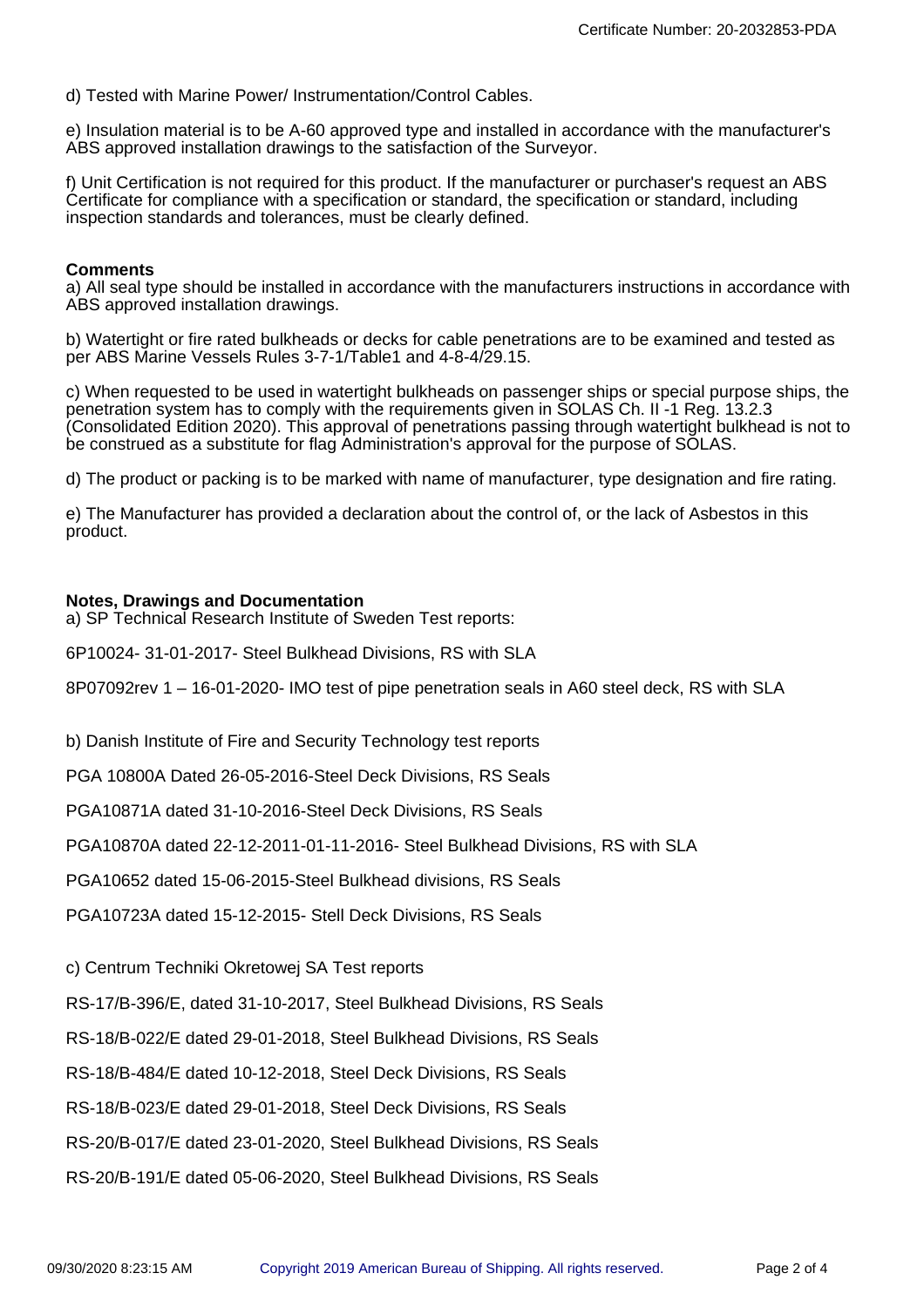d) Tested with Marine Power/ Instrumentation/Control Cables.

e) Insulation material is to be A-60 approved type and installed in accordance with the manufacturer's ABS approved installation drawings to the satisfaction of the Surveyor.

f) Unit Certification is not required for this product. If the manufacturer or purchaser's request an ABS Certificate for compliance with a specification or standard, the specification or standard, including inspection standards and tolerances, must be clearly defined.

**Comments**

a) All seal type should be installed in accordance with the manufacturers instructions in accordance with ABS approved installation drawings.

b) Watertight or fire rated bulkheads or decks for cable penetrations are to be examined and tested as per ABS Marine Vessels Rules 3-7-1/Table1 and 4-8-4/29.15.

c) When requested to be used in watertight bulkheads on passenger ships or special purpose ships, the penetration system has to comply with the requirements given in SOLAS Ch. II -1 Reg. 13.2.3 (Consolidated Edition 2020). This approval of penetrations passing through watertight bulkhead is not to be construed as a substitute for flag Administration's approval for the purpose of SOLAS.

d) The product or packing is to be marked with name of manufacturer, type designation and fire rating.

e) The Manufacturer has provided a declaration about the control of, or the lack of Asbestos in this product.

**Notes, Drawings and Documentation**

a) SP Technical Research Institute of Sweden Test reports:

6P10024- 31-01-2017- Steel Bulkhead Divisions, RS with SLA

8P07092rev 1 – 16-01-2020- IMO test of pipe penetration seals in A60 steel deck, RS with SLA

b) Danish Institute of Fire and Security Technology test reports

PGA 10800A Dated 26-05-2016-Steel Deck Divisions, RS Seals

PGA10871A dated 31-10-2016-Steel Deck Divisions, RS Seals

PGA10870A dated 22-12-2011-01-11-2016- Steel Bulkhead Divisions, RS with SLA

PGA10652 dated 15-06-2015-Steel Bulkhead divisions, RS Seals

PGA10723A dated 15-12-2015- Stell Deck Divisions, RS Seals

c) Centrum Techniki Okretowej SA Test reports

RS-17/B-396/E, dated 31-10-2017, Steel Bulkhead Divisions, RS Seals

RS-18/B-022/E dated 29-01-2018, Steel Bulkhead Divisions, RS Seals

RS-18/B-484/E dated 10-12-2018, Steel Deck Divisions, RS Seals

RS-18/B-023/E dated 29-01-2018, Steel Deck Divisions, RS Seals

RS-20/B-017/E dated 23-01-2020, Steel Bulkhead Divisions, RS Seals

RS-20/B-191/E dated 05-06-2020, Steel Bulkhead Divisions, RS Seals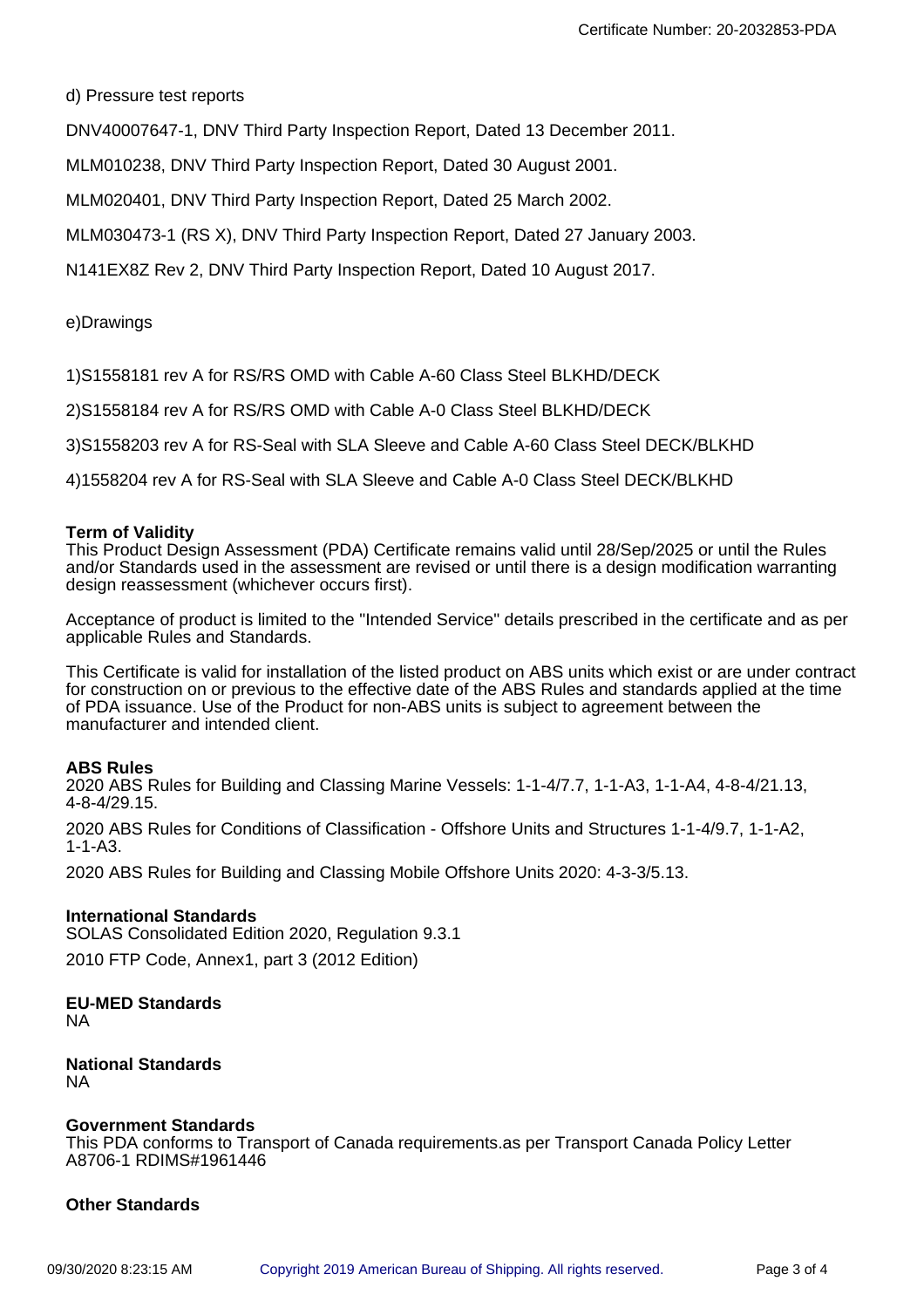d) Pressure test reports

DNV40007647-1, DNV Third Party Inspection Report, Dated 13 December 2011.

MLM010238, DNV Third Party Inspection Report, Dated 30 August 2001.

MLM020401, DNV Third Party Inspection Report, Dated 25 March 2002.

MLM030473-1 (RS X), DNV Third Party Inspection Report, Dated 27 January 2003.

N141EX8Z Rev 2, DNV Third Party Inspection Report, Dated 10 August 2017.

e)Drawings

1)S1558181 rev A for RS/RS OMD with Cable A-60 Class Steel BLKHD/DECK

2)S1558184 rev A for RS/RS OMD with Cable A-0 Class Steel BLKHD/DECK

3)S1558203 rev A for RS-Seal with SLA Sleeve and Cable A-60 Class Steel DECK/BLKHD

4)1558204 rev A for RS-Seal with SLA Sleeve and Cable A-0 Class Steel DECK/BLKHD

**Term of Validity**
This Product Design Assessment (PDA) Certificate remains valid until 28/Sep/2025 or until the Rules and/or Standards used in the assessment are revised or until there is a design modification warranting design reassessment (whichever occurs first).

Acceptance of product is limited to the "Intended Service" details prescribed in the certificate and as per applicable Rules and Standards.

This Certificate is valid for installation of the listed product on ABS units which exist or are under contract for construction on or previous to the effective date of the ABS Rules and standards applied at the time of PDA issuance. Use of the Product for non-ABS units is subject to agreement between the manufacturer and intended client.

**ABS Rules**
2020 ABS Rules for Building and Classing Marine Vessels: 1-1-4/7.7, 1-1-A3, 1-1-A4, 4-8-4/21.13, 4-8-4/29.15.

2020 ABS Rules for Conditions of Classification - Offshore Units and Structures 1-1-4/9.7, 1-1-A2, 1-1-A3.

2020 ABS Rules for Building and Classing Mobile Offshore Units 2020: 4-3-3/5.13.

**International Standards**
SOLAS Consolidated Edition 2020, Regulation 9.3.1

2010 FTP Code, Annex1, part 3 (2012 Edition)

**EU-MED Standards**
NA

**National Standards**
NA

**Government Standards**
This PDA conforms to Transport of Canada requirements.as per Transport Canada Policy Letter A8706-1 RDIMS#1961446

**Other Standards**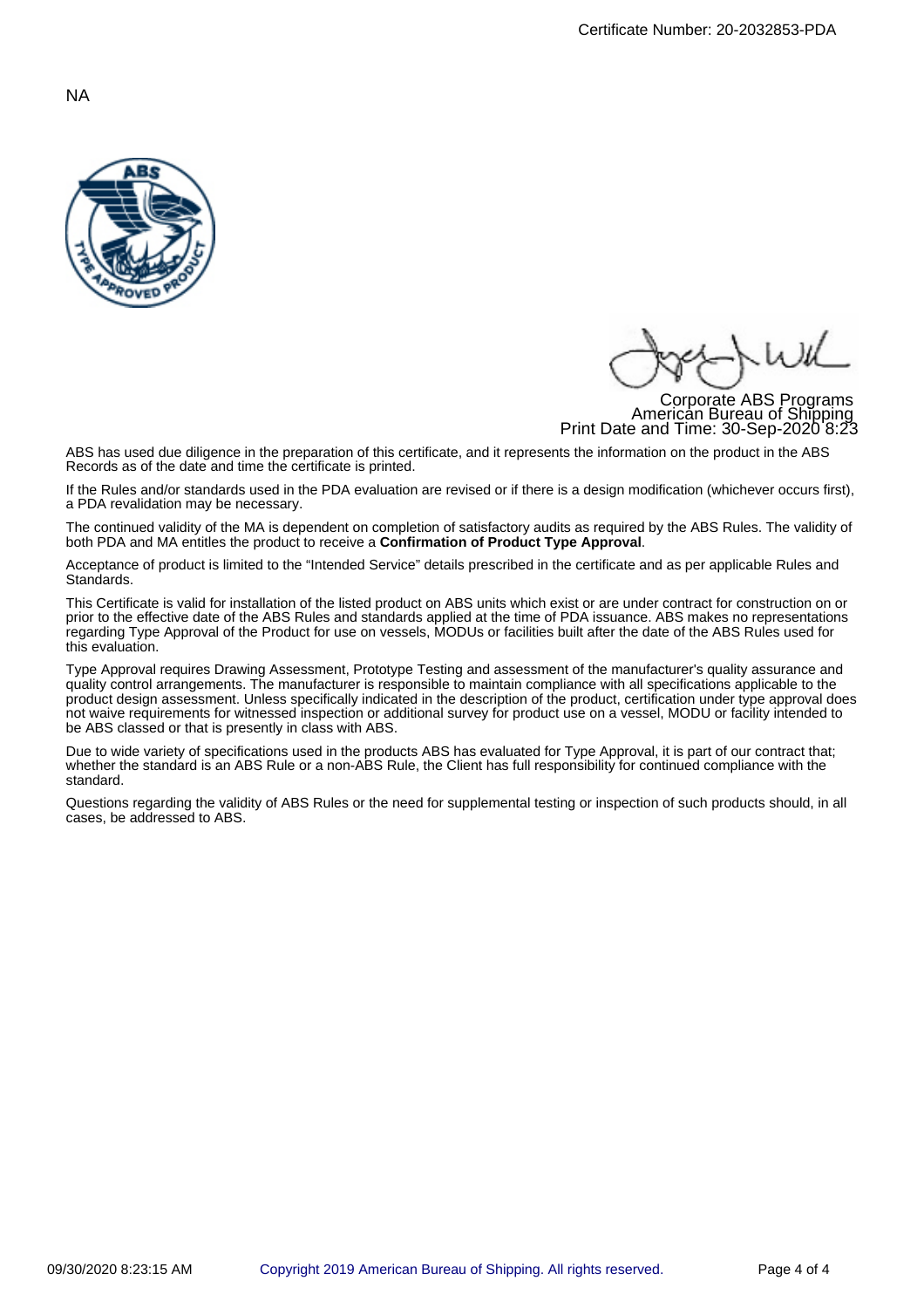Certificate Number: 20-2032853-PDA

NA

Corporate ABS Programs
American Bureau of Shipping
Print Date and Time: 30-Sep-2020 8:23

ABS has used due diligence in the preparation of this certificate, and it represents the information on the product in the ABS Records as of the date and time the certificate is printed.

If the Rules and/or standards used in the PDA evaluation are revised or if there is a design modification (whichever occurs first), a PDA revalidation may be necessary.

The continued validity of the MA is dependent on completion of satisfactory audits as required by the ABS Rules. The validity of both PDA and MA entitles the product to receive a **Confirmation of Product Type Approval**.

Acceptance of product is limited to the "Intended Service" details prescribed in the certificate and as per applicable Rules and Standards.

This Certificate is valid for installation of the listed product on ABS units which exist or are under contract for construction on or prior to the effective date of the ABS Rules and standards applied at the time of PDA issuance. ABS makes no representations regarding Type Approval of the Product for use on vessels, MODUs or facilities built after the date of the ABS Rules used for this evaluation.

Type Approval requires Drawing Assessment, Prototype Testing and assessment of the manufacturer's quality assurance and quality control arrangements. The manufacturer is responsible to maintain compliance with all specifications applicable to the product design assessment. Unless specifically indicated in the description of the product, certification under type approval does not waive requirements for witnessed inspection or additional survey for product use on a vessel, MODU or facility intended to be ABS classed or that is presently in class with ABS.

Due to wide variety of specifications used in the products ABS has evaluated for Type Approval, it is part of our contract that; whether the standard is an ABS Rule or a non-ABS Rule, the Client has full responsibility for continued compliance with the standard.

Questions regarding the validity of ABS Rules or the need for supplemental testing or inspection of such products should, in all cases, be addressed to ABS.